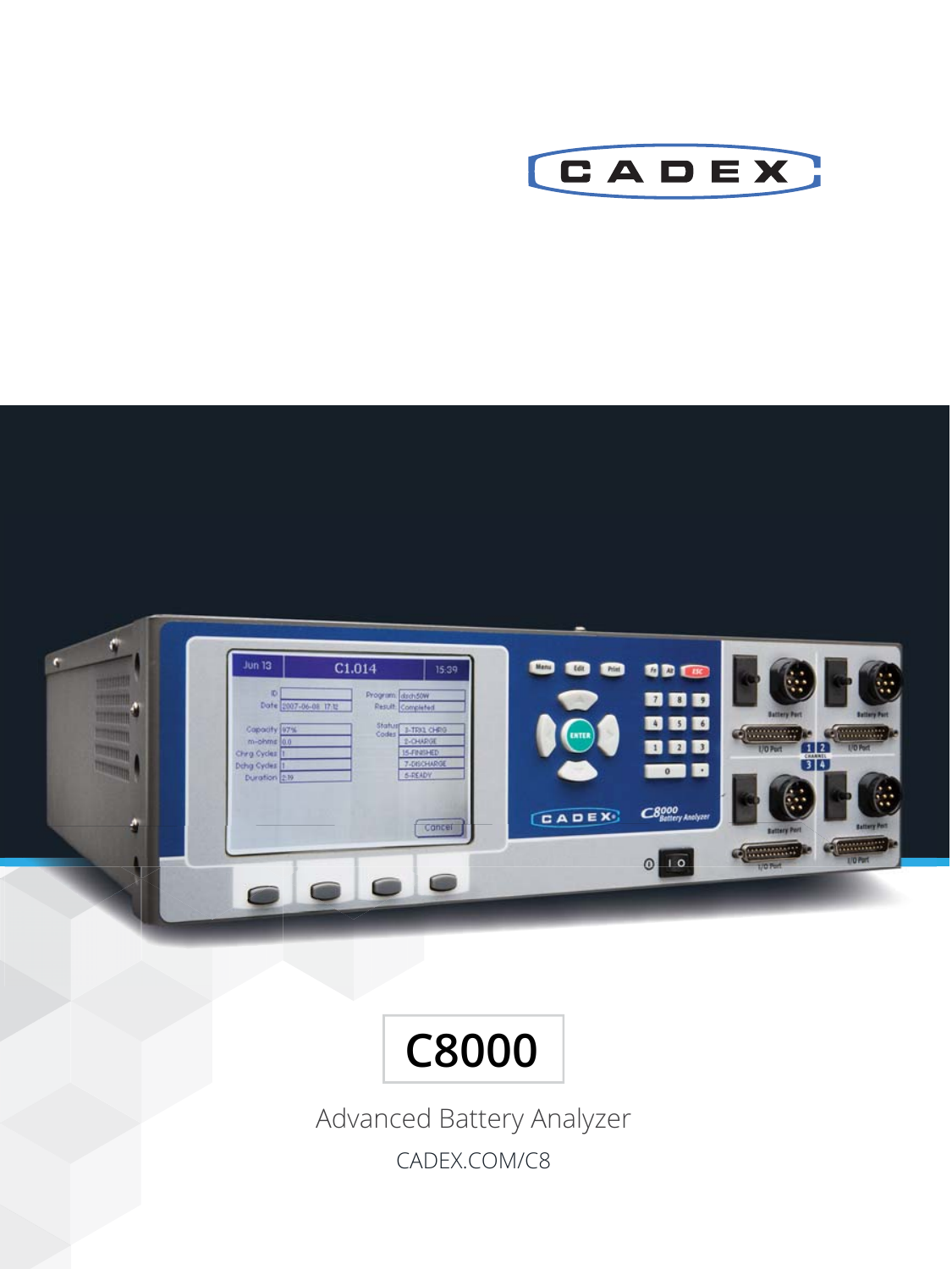# C8000

Advanced Battery Analyzer

CADEX.COM/C8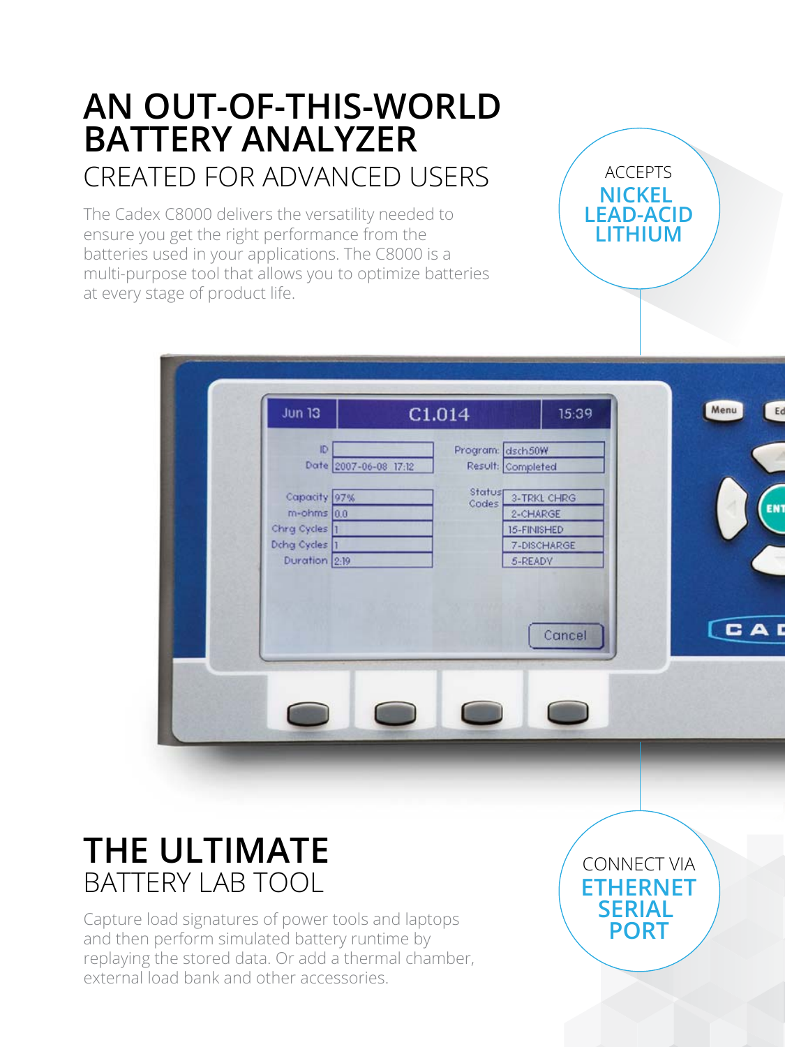# AN OUT-OF-THIS-WORLD BATTERY ANALYZER

## CREATED FOR ADVANCED USERS

The Cadex C8000 delivers the versatility needed to ensure you get the right performance from the batteries used in your applications. The C8000 is a multi-purpose tool that allows you to optimize batteries at every stage of product life.

ACCEPTS
**NICKEL**
**LEAD-ACID**
**LITHIUM**

# THE ULTIMATE

## BATTERY LAB TOOL

Capture load signatures of power tools and laptops and then perform simulated battery runtime by replaying the stored data. Or add a thermal chamber, external load bank and other accessories.

CONNECT VIA
**ETHERNET**
**SERIAL PORT**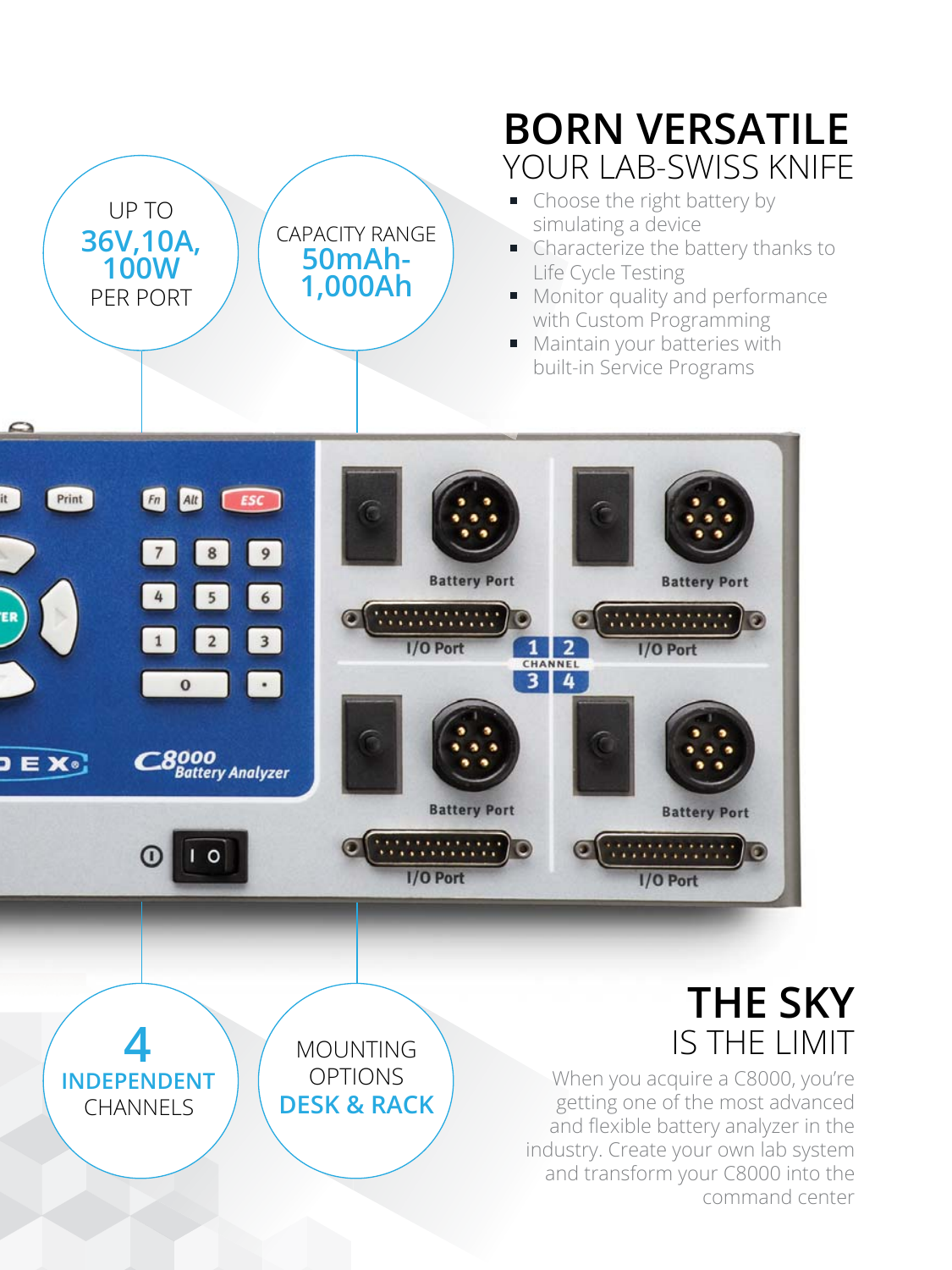UP TO
**36V,10A, 100W**
PER PORT

CAPACITY RANGE
**50mAh-1,000Ah**

# BORN VERSATILE

## YOUR LAB-SWISS KNIFE

- Choose the right battery by simulating a device
- Characterize the battery thanks to Life Cycle Testing
- Monitor quality and performance with Custom Programming
- Maintain your batteries with built-in Service Programs

**4**
**INDEPENDENT**
CHANNELS

MOUNTING OPTIONS
**DESK & RACK**

# THE SKY

## IS THE LIMIT

When you acquire a C8000, you're getting one of the most advanced and flexible battery analyzer in the industry. Create your own lab system and transform your C8000 into the command center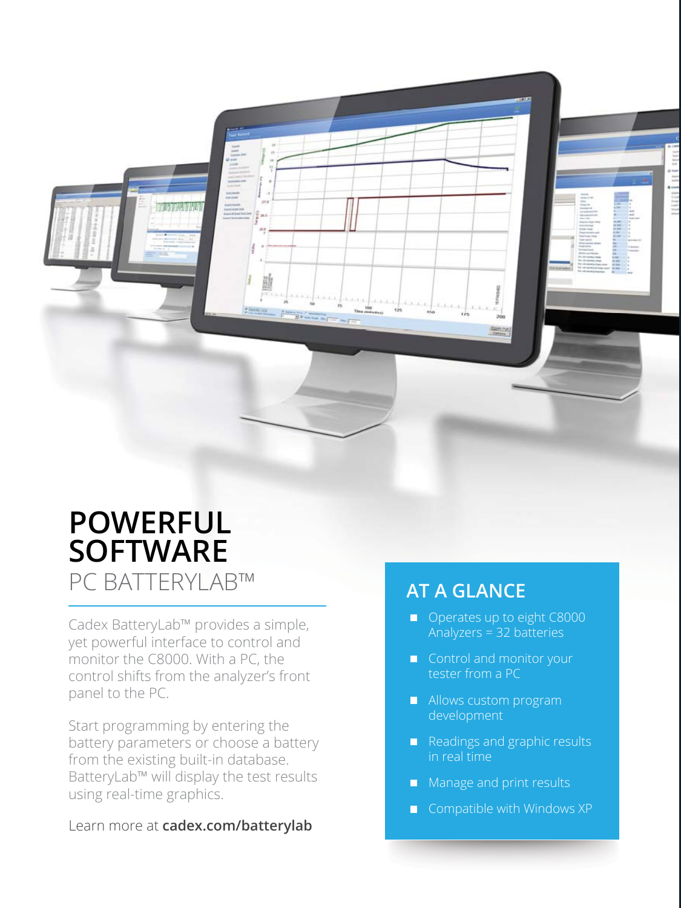# POWERFUL SOFTWARE

## PC BATTERYLAB™

Cadex BatteryLab™ provides a simple, yet powerful interface to control and monitor the C8000. With a PC, the control shifts from the analyzer's front panel to the PC.

Start programming by entering the battery parameters or choose a battery from the existing built-in database. BatteryLab™ will display the test results using real-time graphics.

Learn more at **cadex.com/batterylab**

## AT A GLANCE

- Operates up to eight C8000 Analyzers = 32 batteries
- Control and monitor your tester from a PC
- Allows custom program development
- Readings and graphic results in real time
- Manage and print results
- Compatible with Windows XP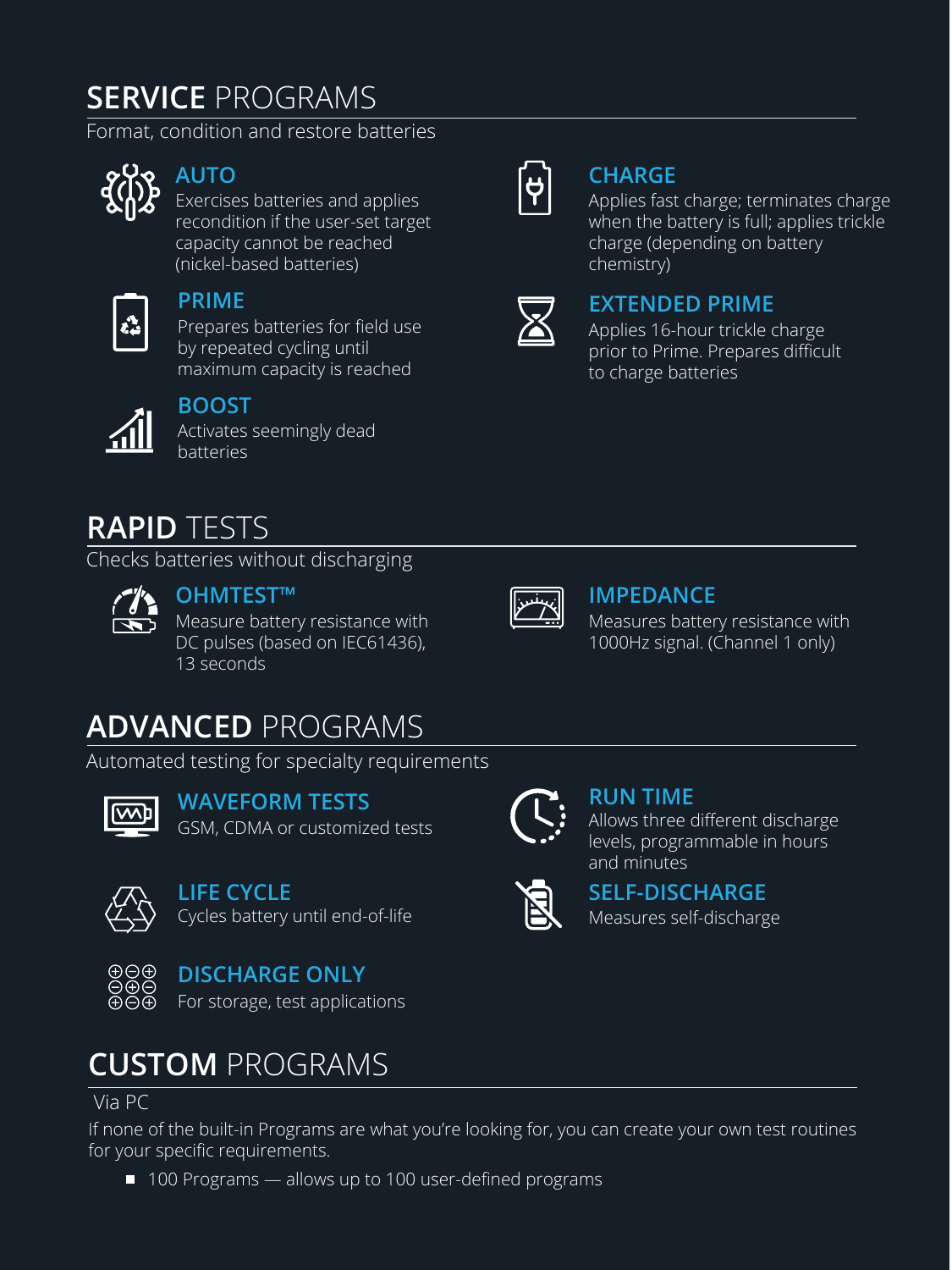## **SERVICE** PROGRAMS

Format, condition and restore batteries

### AUTO

Exercises batteries and applies recondition if the user-set target capacity cannot be reached (nickel-based batteries)

### PRIME

Prepares batteries for field use by repeated cycling until maximum capacity is reached

### BOOST

Activates seemingly dead batteries

### CHARGE

Applies fast charge; terminates charge when the battery is full; applies trickle charge (depending on battery chemistry)

### EXTENDED PRIME

Applies 16-hour trickle charge prior to Prime. Prepares difficult to charge batteries

## **RAPID** TESTS

Checks batteries without discharging

### OHMTEST™

Measure battery resistance with DC pulses (based on IEC61436), 13 seconds

### IMPEDANCE

Measures battery resistance with 1000Hz signal. (Channel 1 only)

## **ADVANCED** PROGRAMS

Automated testing for specialty requirements

### WAVEFORM TESTS

GSM, CDMA or customized tests

### LIFE CYCLE

Cycles battery until end-of-life

### DISCHARGE ONLY

For storage, test applications

### RUN TIME

Allows three different discharge levels, programmable in hours and minutes

### SELF-DISCHARGE

Measures self-discharge

## **CUSTOM** PROGRAMS

Via PC

If none of the built-in Programs are what you're looking for, you can create your own test routines for your specific requirements.

- 100 Programs — allows up to 100 user-defined programs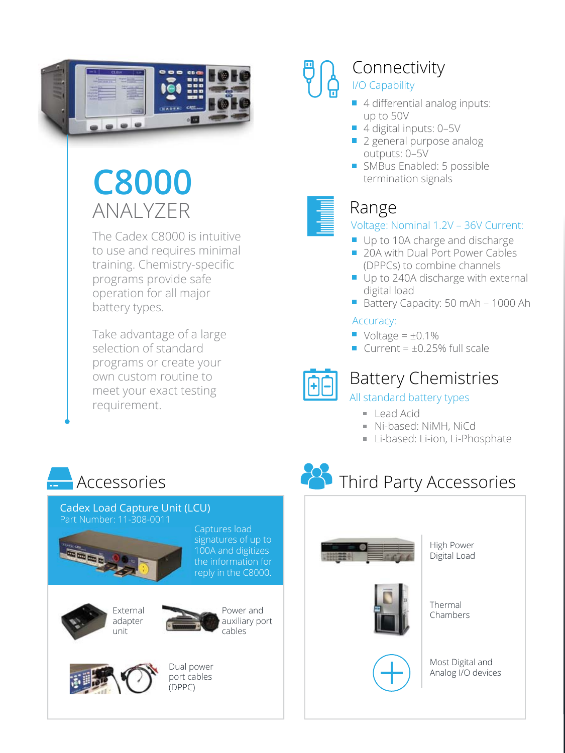# C8000 ANALYZER

The Cadex C8000 is intuitive to use and requires minimal training. Chemistry-specific programs provide safe operation for all major battery types.

Take advantage of a large selection of standard programs or create your own custom routine to meet your exact testing requirement.

## Connectivity

I/O Capability

- 4 differential analog inputs: up to 50V
- 4 digital inputs: 0–5V
- 2 general purpose analog outputs: 0–5V
- SMBus Enabled: 5 possible termination signals

## Range

Voltage: Nominal 1.2V – 36V Current:

- Up to 10A charge and discharge
- 20A with Dual Port Power Cables (DPPCs) to combine channels
- Up to 240A discharge with external digital load
- Battery Capacity: 50 mAh – 1000 Ah

Accuracy:

- Voltage = ±0.1%
- Current = ±0.25% full scale

## Battery Chemistries

All standard battery types

- Lead Acid
- Ni-based: NiMH, NiCd
- Li-based: Li-ion, Li-Phosphate

## Accessories

**Cadex Load Capture Unit (LCU)**
Part Number: 11-308-0011

Captures load signatures of up to 100A and digitizes the information for reply in the C8000.

- External adapter unit
- Power and auxiliary port cables
- Dual power port cables (DPPC)

## Third Party Accessories

- High Power Digital Load
- Thermal Chambers
- Most Digital and Analog I/O devices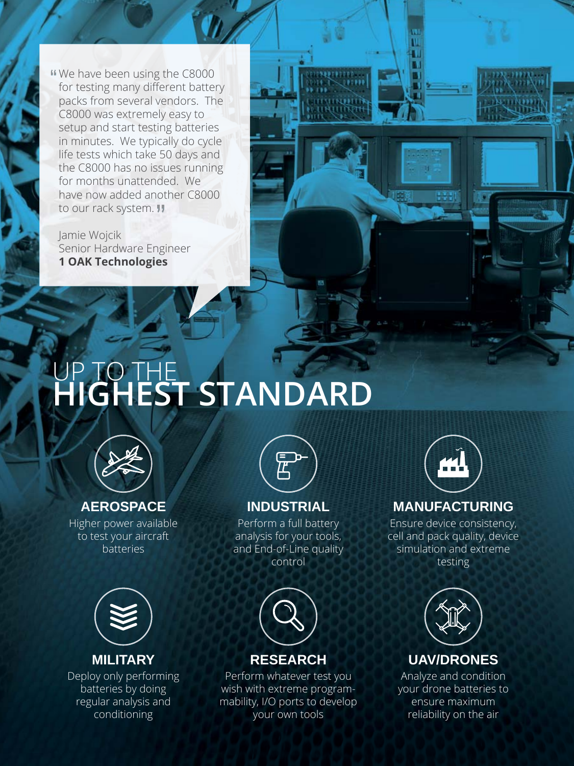> "We have been using the C8000 for testing many different battery packs from several vendors. The C8000 was extremely easy to setup and start testing batteries in minutes. We typically do cycle life tests which take 50 days and the C8000 has no issues running for months unattended. We have now added another C8000 to our rack system."
>
> Jamie Wojcik
> Senior Hardware Engineer
> **1 OAK Technologies**

# UP TO THE HIGHEST STANDARD

### AEROSPACE

Higher power available to test your aircraft batteries

### INDUSTRIAL

Perform a full battery analysis for your tools, and End-of-Line quality control

### MANUFACTURING

Ensure device consistency, cell and pack quality, device simulation and extreme testing

### MILITARY

Deploy only performing batteries by doing regular analysis and conditioning

### RESEARCH

Perform whatever test you wish with extreme programmability, I/O ports to develop your own tools

### UAV/DRONES

Analyze and condition your drone batteries to ensure maximum reliability on the air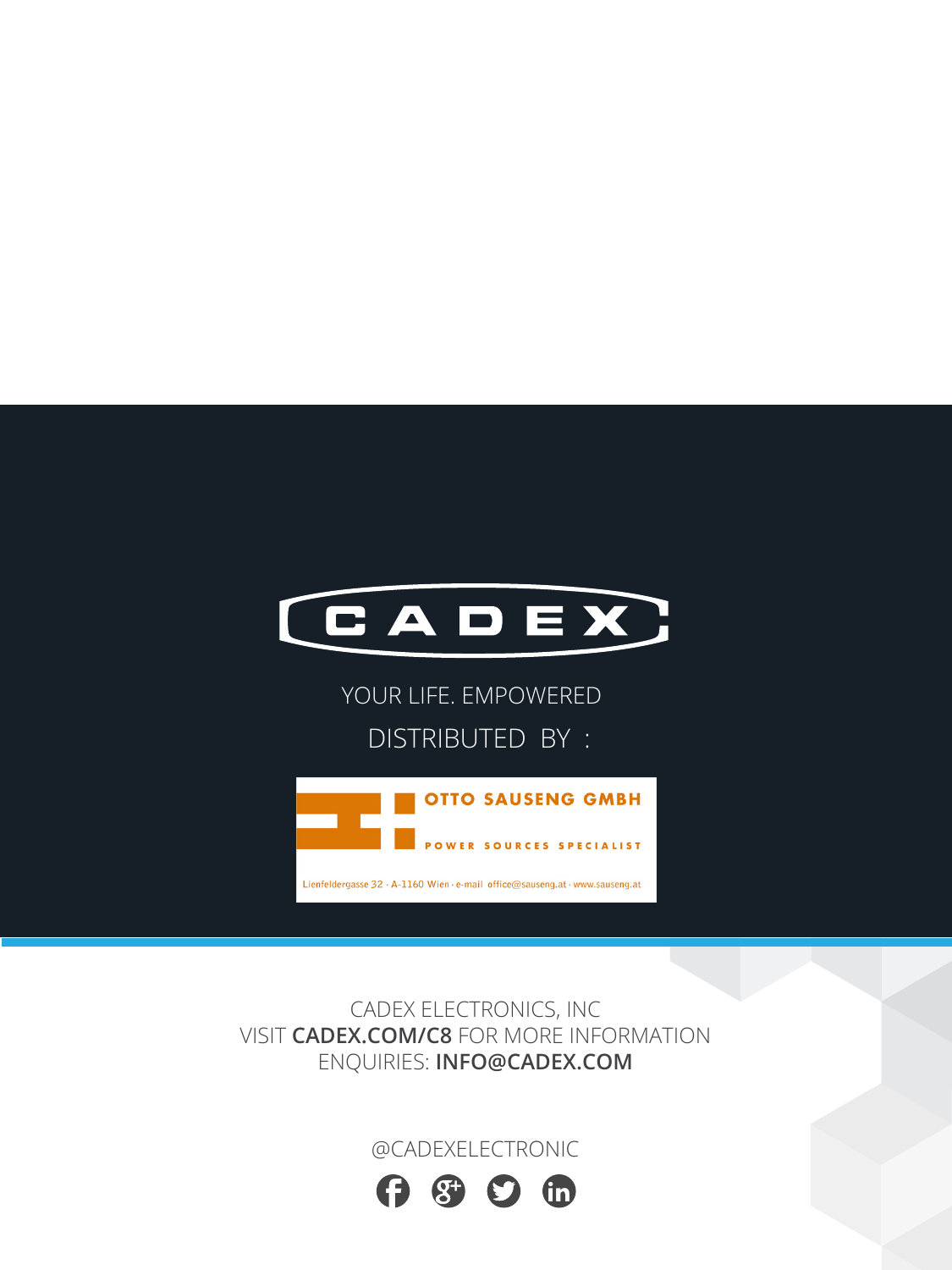CADEX

YOUR LIFE. EMPOWERED

DISTRIBUTED BY :

OTTO SAUSENG GMBH

POWER SOURCES SPECIALIST

Lienfeldergasse 32 · A-1160 Wien · e-mail office@sauseng.at · www.sauseng.at

CADEX ELECTRONICS, INC
VISIT **CADEX.COM/C8** FOR MORE INFORMATION
ENQUIRIES: **INFO@CADEX.COM**

@CADEXELECTRONIC